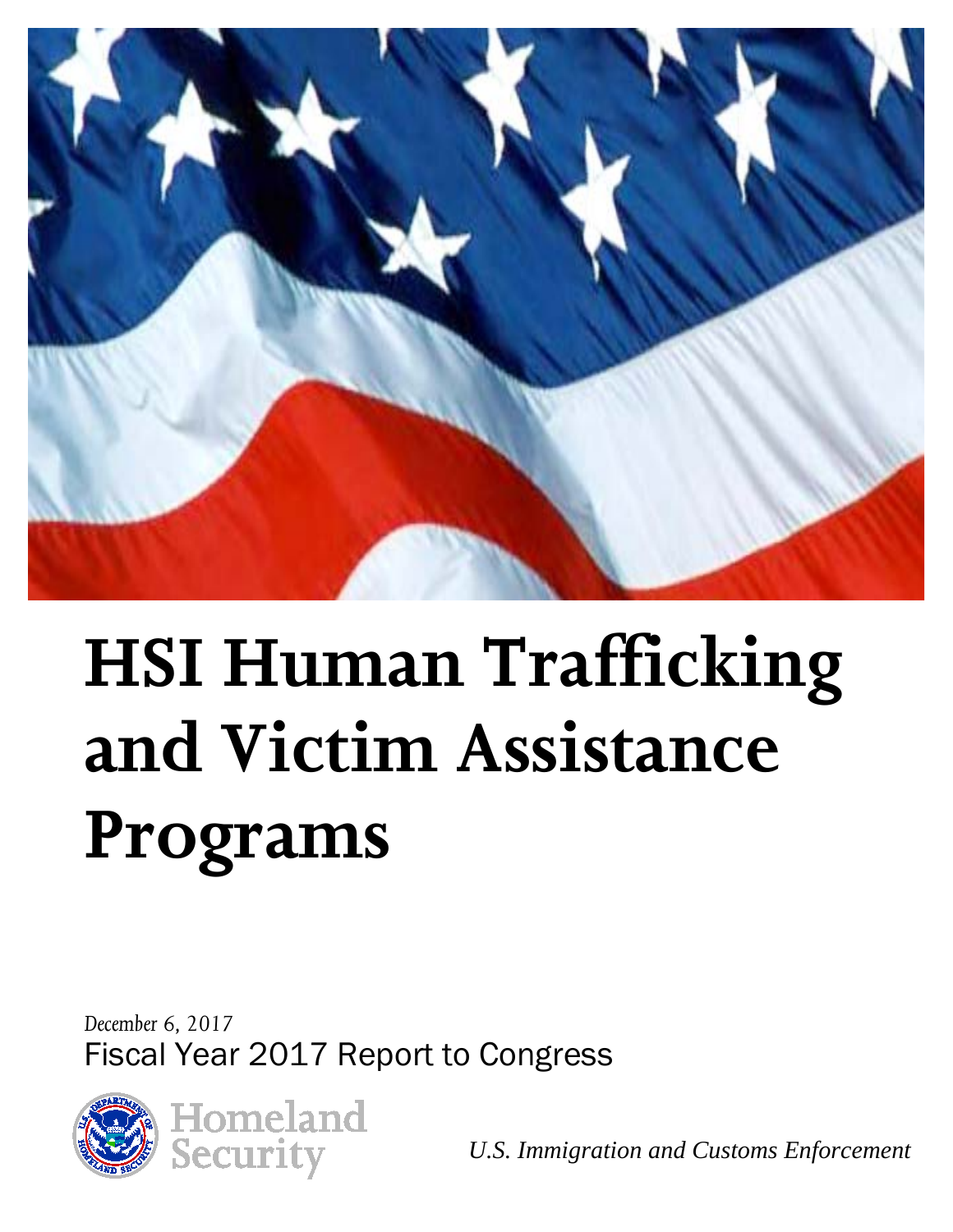# HSI Human Trafficking and Victim Assistance Programs

*December 6, 2017*

Fiscal Year 2017 Report to Congress

Homeland Security

*U.S. Immigration and Customs Enforcement*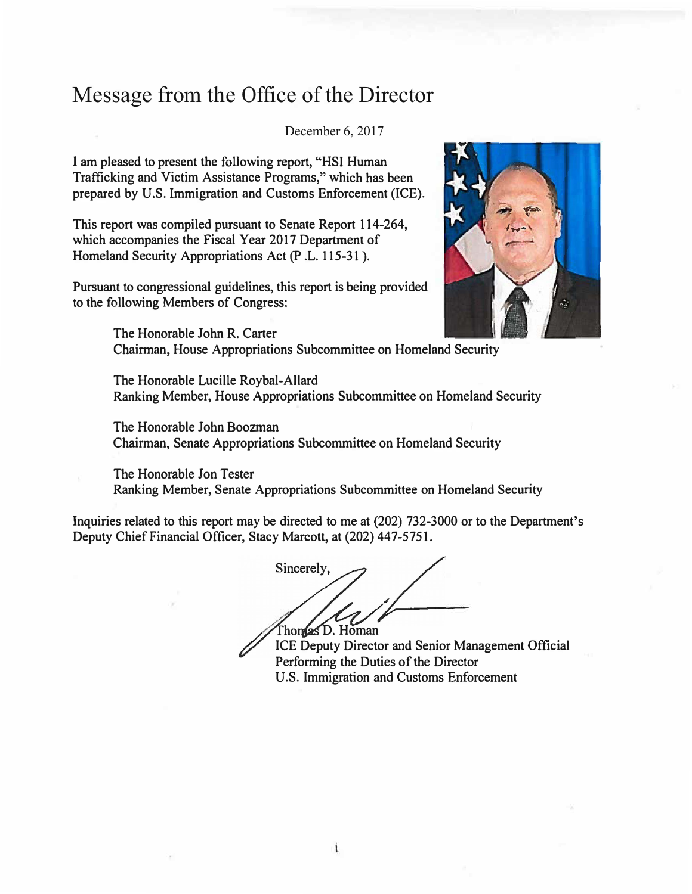# Message from the Office of the Director

December 6, 2017

I am pleased to present the following report, "HSI Human Trafficking and Victim Assistance Programs," which has been prepared by U.S. Immigration and Customs Enforcement (ICE).

This report was compiled pursuant to Senate Report 114-264, which accompanies the Fiscal Year 2017 Department of Homeland Security Appropriations Act (P.L. 115-31).

Pursuant to congressional guidelines, this report is being provided to the following Members of Congress:

The Honorable John R. Carter
Chairman, House Appropriations Subcommittee on Homeland Security

The Honorable Lucille Roybal-Allard
Ranking Member, House Appropriations Subcommittee on Homeland Security

The Honorable John Boozman
Chairman, Senate Appropriations Subcommittee on Homeland Security

The Honorable Jon Tester
Ranking Member, Senate Appropriations Subcommittee on Homeland Security

Inquiries related to this report may be directed to me at (202) 732-3000 or to the Department's Deputy Chief Financial Officer, Stacy Marcott, at (202) 447-5751.

Sincerely,

Thomas D. Homan
ICE Deputy Director and Senior Management Official
Performing the Duties of the Director
U.S. Immigration and Customs Enforcement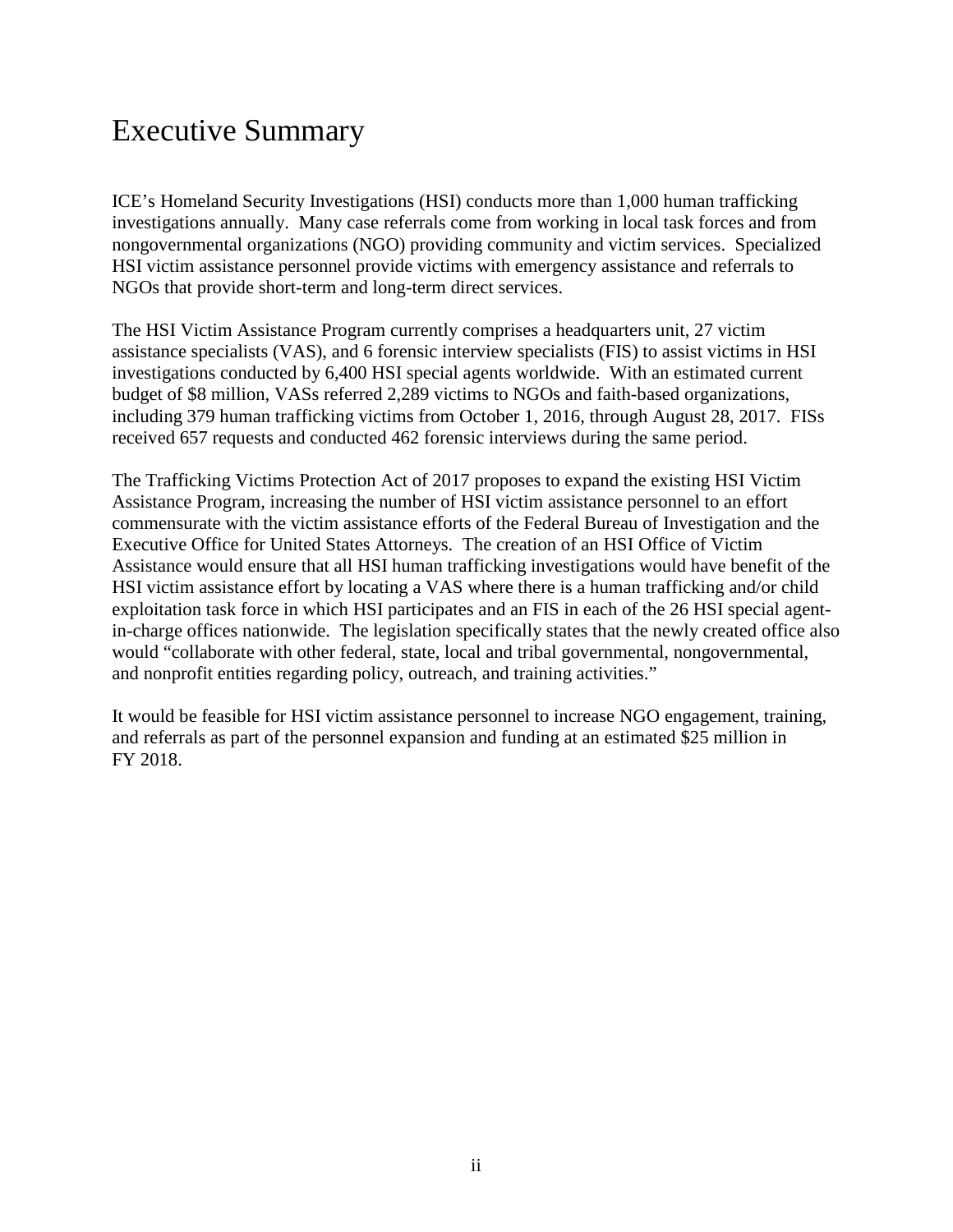# Executive Summary

ICE's Homeland Security Investigations (HSI) conducts more than 1,000 human trafficking investigations annually. Many case referrals come from working in local task forces and from nongovernmental organizations (NGO) providing community and victim services. Specialized HSI victim assistance personnel provide victims with emergency assistance and referrals to NGOs that provide short-term and long-term direct services.

The HSI Victim Assistance Program currently comprises a headquarters unit, 27 victim assistance specialists (VAS), and 6 forensic interview specialists (FIS) to assist victims in HSI investigations conducted by 6,400 HSI special agents worldwide. With an estimated current budget of $8 million, VASs referred 2,289 victims to NGOs and faith-based organizations, including 379 human trafficking victims from October 1, 2016, through August 28, 2017. FISs received 657 requests and conducted 462 forensic interviews during the same period.

The Trafficking Victims Protection Act of 2017 proposes to expand the existing HSI Victim Assistance Program, increasing the number of HSI victim assistance personnel to an effort commensurate with the victim assistance efforts of the Federal Bureau of Investigation and the Executive Office for United States Attorneys. The creation of an HSI Office of Victim Assistance would ensure that all HSI human trafficking investigations would have benefit of the HSI victim assistance effort by locating a VAS where there is a human trafficking and/or child exploitation task force in which HSI participates and an FIS in each of the 26 HSI special agent-in-charge offices nationwide. The legislation specifically states that the newly created office also would "collaborate with other federal, state, local and tribal governmental, nongovernmental, and nonprofit entities regarding policy, outreach, and training activities."

It would be feasible for HSI victim assistance personnel to increase NGO engagement, training, and referrals as part of the personnel expansion and funding at an estimated $25 million in FY 2018.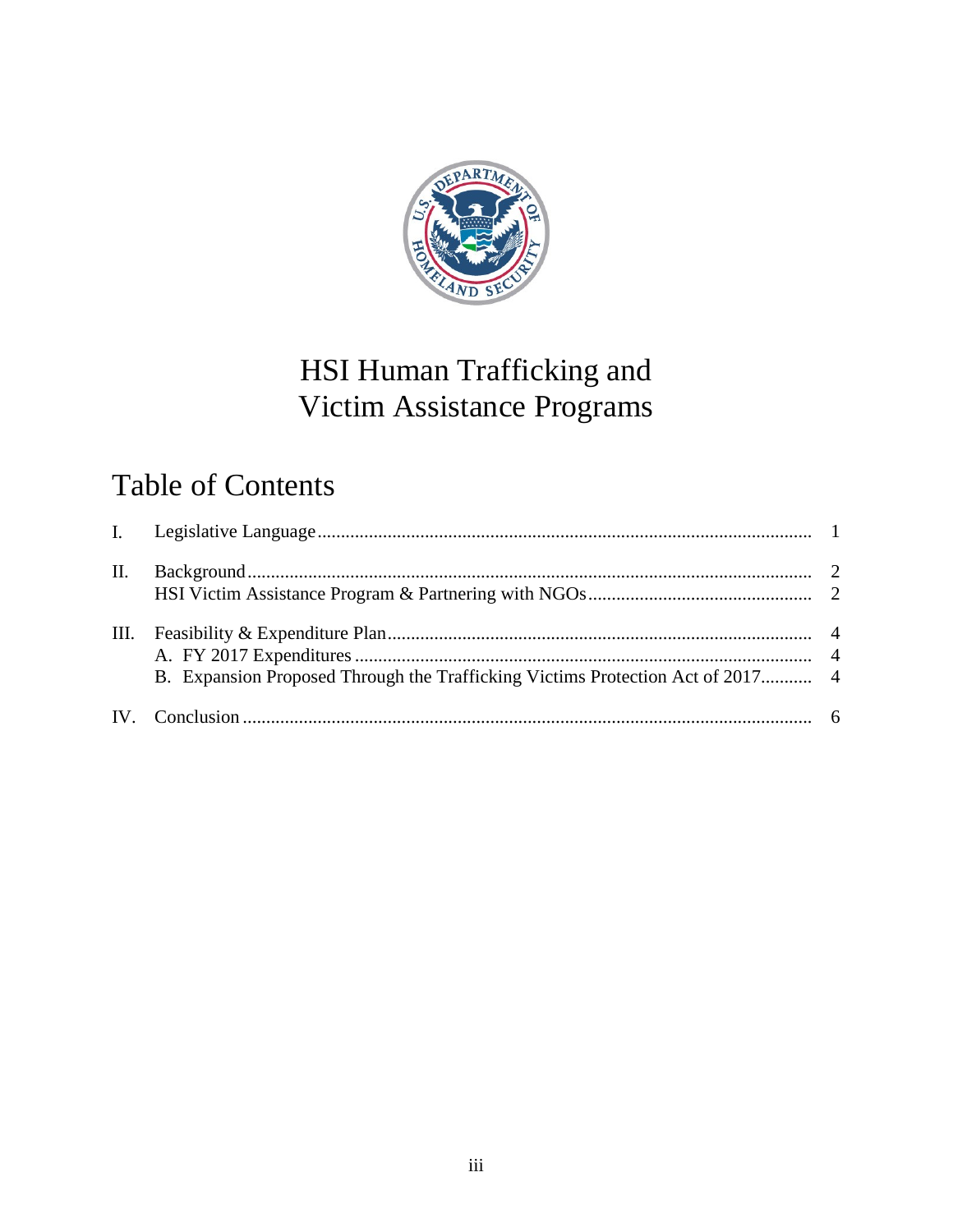# HSI Human Trafficking and Victim Assistance Programs

## Table of Contents

| | | |
|---|---|---|
| I. | Legislative Language | 1 |
| II. | Background | 2 |
| | HSI Victim Assistance Program & Partnering with NGOs | 2 |
| III. | Feasibility & Expenditure Plan | 4 |
| | A. FY 2017 Expenditures | 4 |
| | B. Expansion Proposed Through the Trafficking Victims Protection Act of 2017 | 4 |
| IV. | Conclusion | 6 |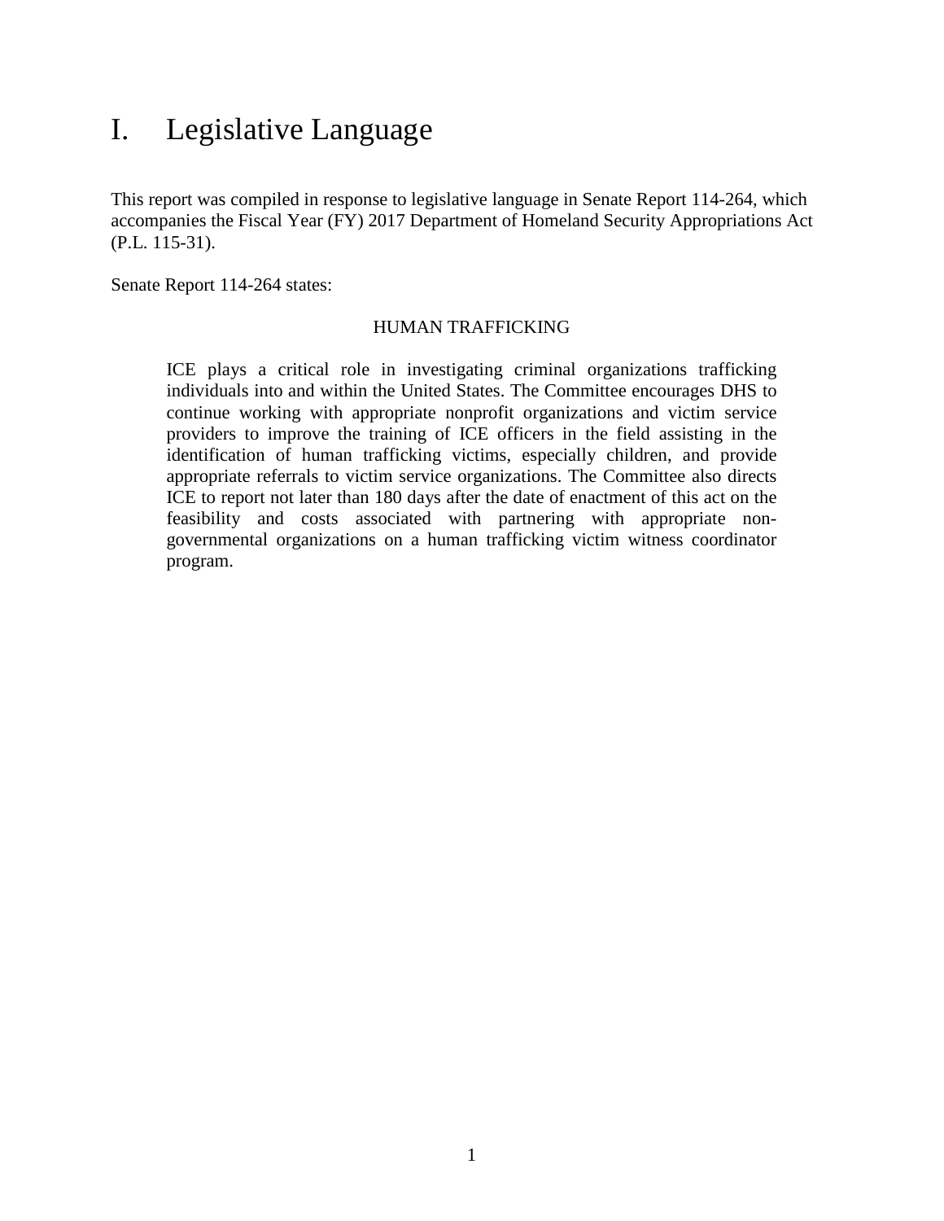# I. Legislative Language

This report was compiled in response to legislative language in Senate Report 114-264, which accompanies the Fiscal Year (FY) 2017 Department of Homeland Security Appropriations Act (P.L. 115-31).

Senate Report 114-264 states:

HUMAN TRAFFICKING

> ICE plays a critical role in investigating criminal organizations trafficking individuals into and within the United States. The Committee encourages DHS to continue working with appropriate nonprofit organizations and victim service providers to improve the training of ICE officers in the field assisting in the identification of human trafficking victims, especially children, and provide appropriate referrals to victim service organizations. The Committee also directs ICE to report not later than 180 days after the date of enactment of this act on the feasibility and costs associated with partnering with appropriate non-governmental organizations on a human trafficking victim witness coordinator program.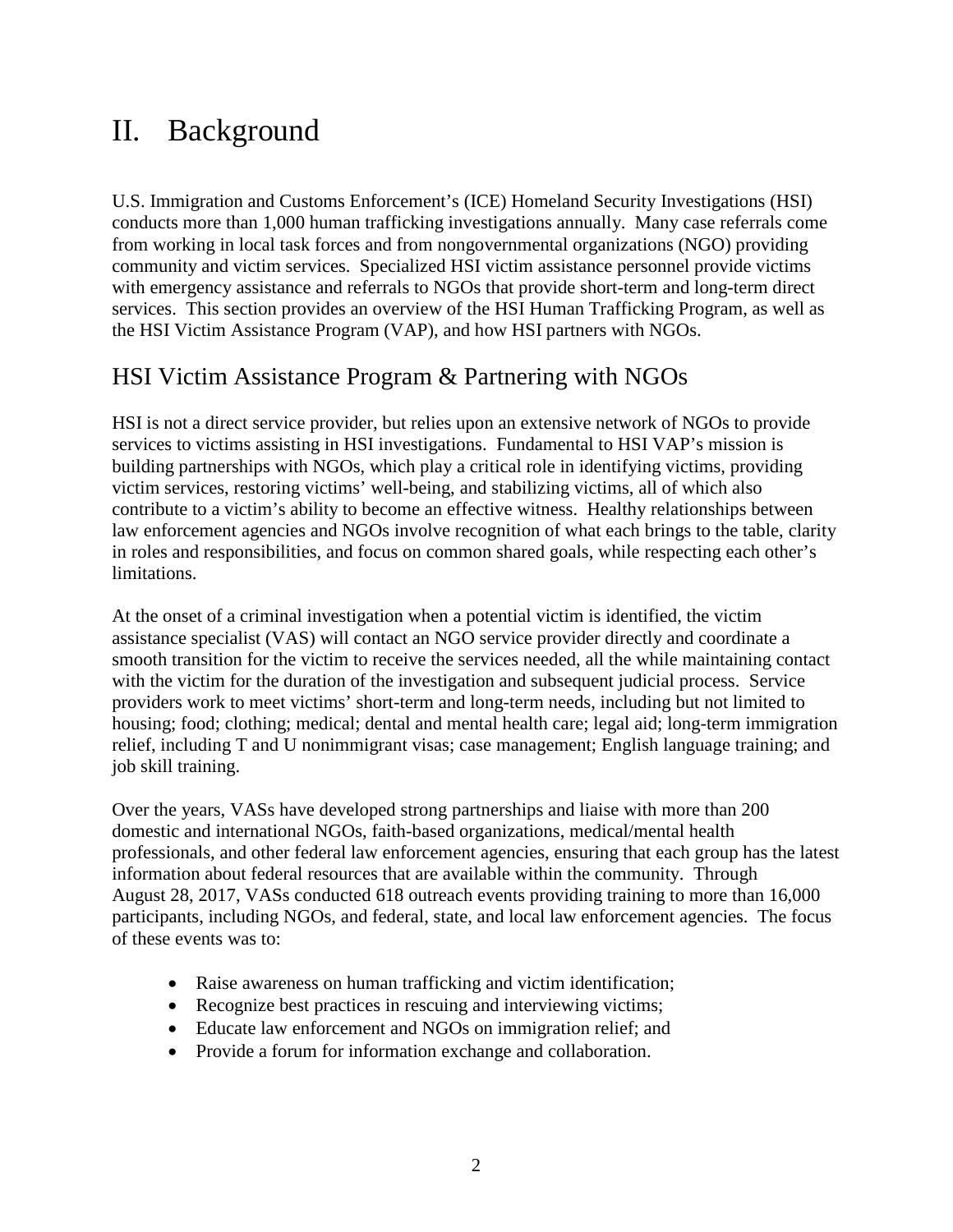# II. Background

U.S. Immigration and Customs Enforcement's (ICE) Homeland Security Investigations (HSI) conducts more than 1,000 human trafficking investigations annually. Many case referrals come from working in local task forces and from nongovernmental organizations (NGO) providing community and victim services. Specialized HSI victim assistance personnel provide victims with emergency assistance and referrals to NGOs that provide short-term and long-term direct services. This section provides an overview of the HSI Human Trafficking Program, as well as the HSI Victim Assistance Program (VAP), and how HSI partners with NGOs.

## HSI Victim Assistance Program & Partnering with NGOs

HSI is not a direct service provider, but relies upon an extensive network of NGOs to provide services to victims assisting in HSI investigations. Fundamental to HSI VAP's mission is building partnerships with NGOs, which play a critical role in identifying victims, providing victim services, restoring victims' well-being, and stabilizing victims, all of which also contribute to a victim's ability to become an effective witness. Healthy relationships between law enforcement agencies and NGOs involve recognition of what each brings to the table, clarity in roles and responsibilities, and focus on common shared goals, while respecting each other's limitations.

At the onset of a criminal investigation when a potential victim is identified, the victim assistance specialist (VAS) will contact an NGO service provider directly and coordinate a smooth transition for the victim to receive the services needed, all the while maintaining contact with the victim for the duration of the investigation and subsequent judicial process. Service providers work to meet victims' short-term and long-term needs, including but not limited to housing; food; clothing; medical; dental and mental health care; legal aid; long-term immigration relief, including T and U nonimmigrant visas; case management; English language training; and job skill training.

Over the years, VASs have developed strong partnerships and liaise with more than 200 domestic and international NGOs, faith-based organizations, medical/mental health professionals, and other federal law enforcement agencies, ensuring that each group has the latest information about federal resources that are available within the community. Through August 28, 2017, VASs conducted 618 outreach events providing training to more than 16,000 participants, including NGOs, and federal, state, and local law enforcement agencies. The focus of these events was to:

- Raise awareness on human trafficking and victim identification;
- Recognize best practices in rescuing and interviewing victims;
- Educate law enforcement and NGOs on immigration relief; and
- Provide a forum for information exchange and collaboration.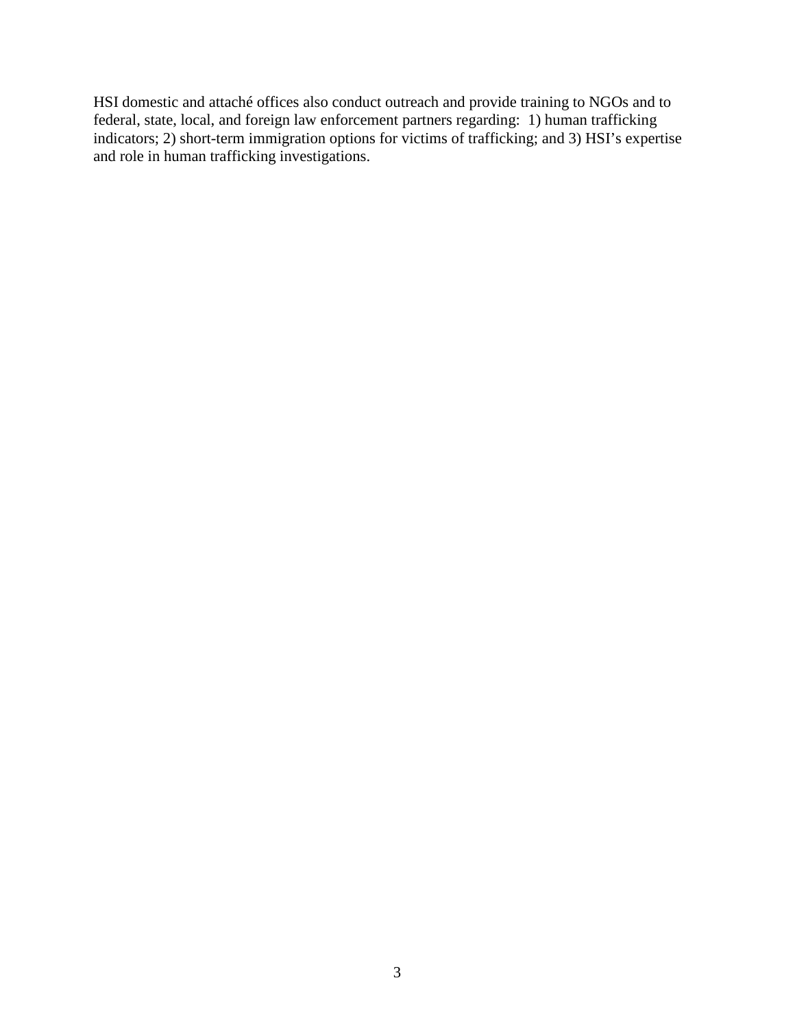HSI domestic and attaché offices also conduct outreach and provide training to NGOs and to federal, state, local, and foreign law enforcement partners regarding: 1) human trafficking indicators; 2) short-term immigration options for victims of trafficking; and 3) HSI's expertise and role in human trafficking investigations.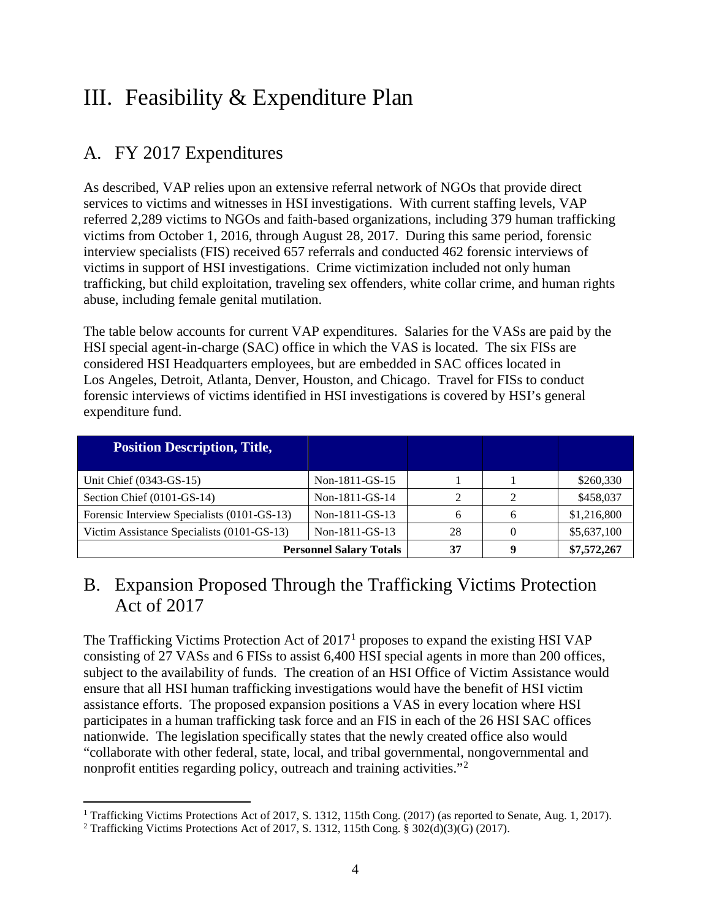# III. Feasibility & Expenditure Plan

## A. FY 2017 Expenditures

As described, VAP relies upon an extensive referral network of NGOs that provide direct services to victims and witnesses in HSI investigations. With current staffing levels, VAP referred 2,289 victims to NGOs and faith-based organizations, including 379 human trafficking victims from October 1, 2016, through August 28, 2017. During this same period, forensic interview specialists (FIS) received 657 referrals and conducted 462 forensic interviews of victims in support of HSI investigations. Crime victimization included not only human trafficking, but child exploitation, traveling sex offenders, white collar crime, and human rights abuse, including female genital mutilation.

The table below accounts for current VAP expenditures. Salaries for the VASs are paid by the HSI special agent-in-charge (SAC) office in which the VAS is located. The six FISs are considered HSI Headquarters employees, but are embedded in SAC offices located in Los Angeles, Detroit, Atlanta, Denver, Houston, and Chicago. Travel for FISs to conduct forensic interviews of victims identified in HSI investigations is covered by HSI's general expenditure fund.

| **Position Description, Title,** | | | | |
|---|---|---|---|---|
| Unit Chief (0343-GS-15) | Non-1811-GS-15 | 1 | 1 | $260,330 |
| Section Chief (0101-GS-14) | Non-1811-GS-14 | 2 | 2 | $458,037 |
| Forensic Interview Specialists (0101-GS-13) | Non-1811-GS-13 | 6 | 6 | $1,216,800 |
| Victim Assistance Specialists (0101-GS-13) | Non-1811-GS-13 | 28 | 0 | $5,637,100 |
| | **Personnel Salary Totals** | **37** | **9** | **$7,572,267** |

## B. Expansion Proposed Through the Trafficking Victims Protection Act of 2017

The Trafficking Victims Protection Act of 2017[1] proposes to expand the existing HSI VAP consisting of 27 VASs and 6 FISs to assist 6,400 HSI special agents in more than 200 offices, subject to the availability of funds. The creation of an HSI Office of Victim Assistance would ensure that all HSI human trafficking investigations would have the benefit of HSI victim assistance efforts. The proposed expansion positions a VAS in every location where HSI participates in a human trafficking task force and an FIS in each of the 26 HSI SAC offices nationwide. The legislation specifically states that the newly created office also would "collaborate with other federal, state, local, and tribal governmental, nongovernmental and nonprofit entities regarding policy, outreach and training activities."[2]

---

[1] Trafficking Victims Protections Act of 2017, S. 1312, 115th Cong. (2017) (as reported to Senate, Aug. 1, 2017).

[2] Trafficking Victims Protections Act of 2017, S. 1312, 115th Cong. § 302(d)(3)(G) (2017).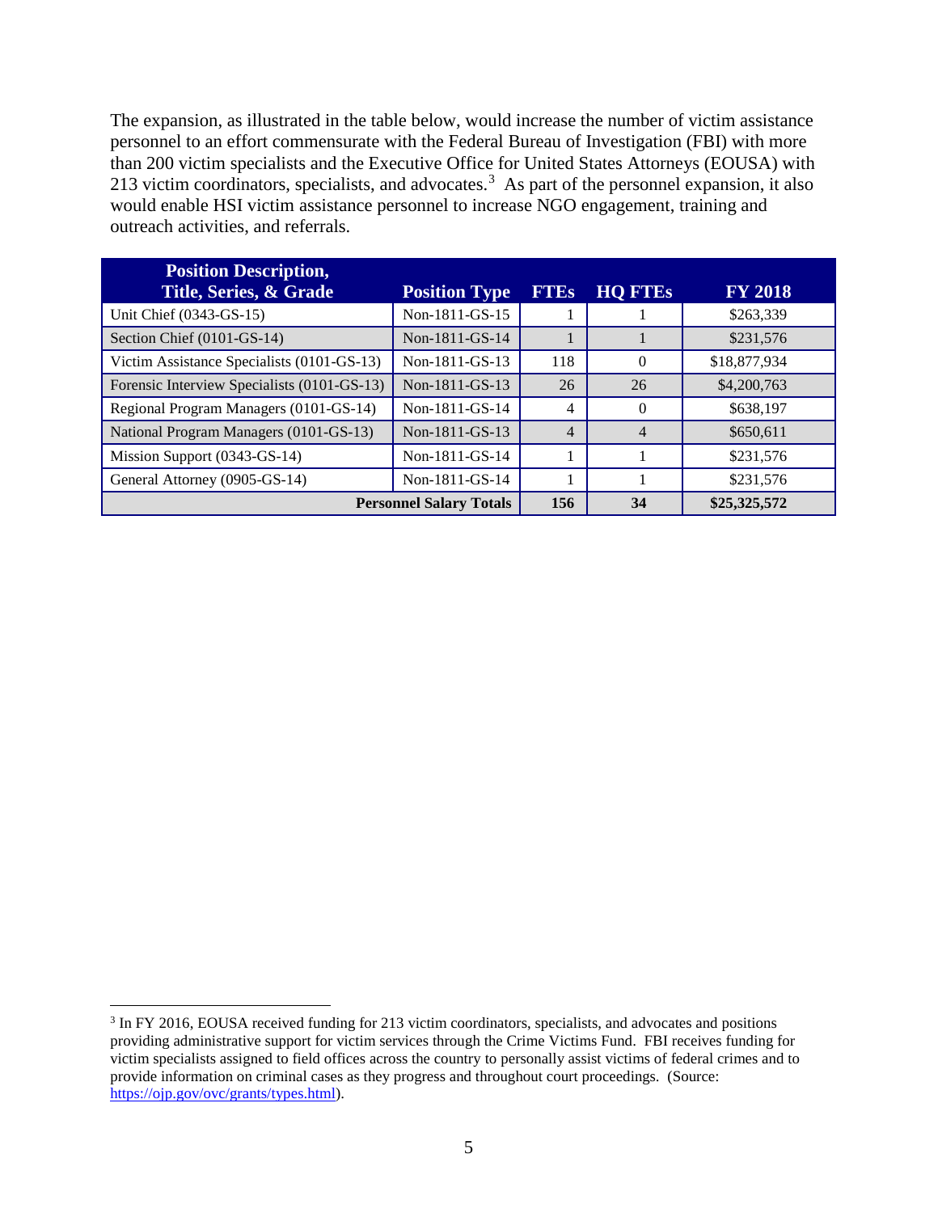The expansion, as illustrated in the table below, would increase the number of victim assistance personnel to an effort commensurate with the Federal Bureau of Investigation (FBI) with more than 200 victim specialists and the Executive Office for United States Attorneys (EOUSA) with 213 victim coordinators, specialists, and advocates.[3] As part of the personnel expansion, it also would enable HSI victim assistance personnel to increase NGO engagement, training and outreach activities, and referrals.

| Position Description, Title, Series, & Grade | Position Type | FTEs | HQ FTEs | FY 2018 |
|---|---|---|---|---|
| Unit Chief (0343-GS-15) | Non-1811-GS-15 | 1 | 1 | $263,339 |
| Section Chief (0101-GS-14) | Non-1811-GS-14 | 1 | 1 | $231,576 |
| Victim Assistance Specialists (0101-GS-13) | Non-1811-GS-13 | 118 | 0 | $18,877,934 |
| Forensic Interview Specialists (0101-GS-13) | Non-1811-GS-13 | 26 | 26 | $4,200,763 |
| Regional Program Managers (0101-GS-14) | Non-1811-GS-14 | 4 | 0 | $638,197 |
| National Program Managers (0101-GS-13) | Non-1811-GS-13 | 4 | 4 | $650,611 |
| Mission Support (0343-GS-14) | Non-1811-GS-14 | 1 | 1 | $231,576 |
| General Attorney (0905-GS-14) | Non-1811-GS-14 | 1 | 1 | $231,576 |
| **Personnel Salary Totals** | | **156** | **34** | **$25,325,572** |

[3] In FY 2016, EOUSA received funding for 213 victim coordinators, specialists, and advocates and positions providing administrative support for victim services through the Crime Victims Fund. FBI receives funding for victim specialists assigned to field offices across the country to personally assist victims of federal crimes and to provide information on criminal cases as they progress and throughout court proceedings. (Source: https://ojp.gov/ovc/grants/types.html).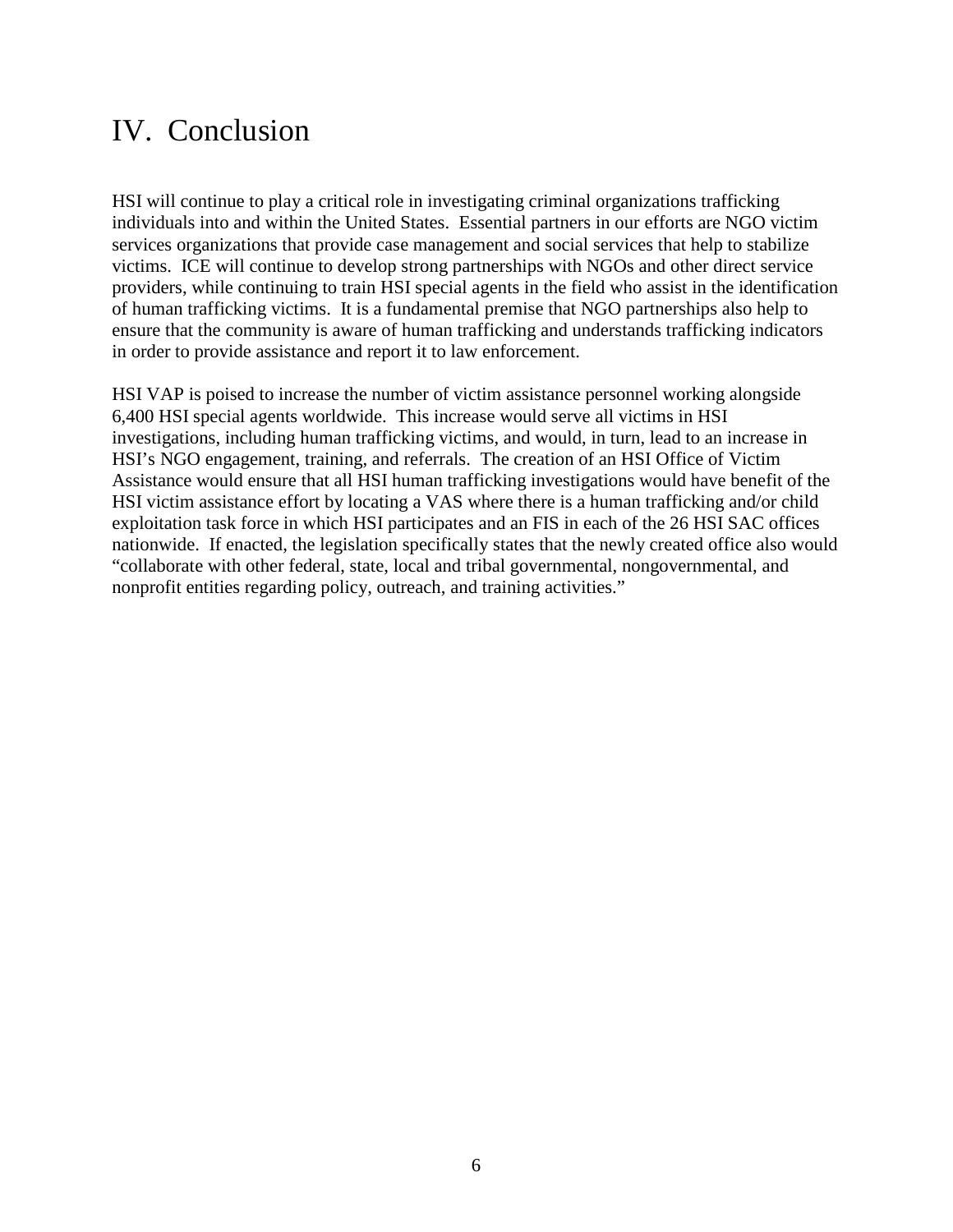# IV. Conclusion

HSI will continue to play a critical role in investigating criminal organizations trafficking individuals into and within the United States. Essential partners in our efforts are NGO victim services organizations that provide case management and social services that help to stabilize victims. ICE will continue to develop strong partnerships with NGOs and other direct service providers, while continuing to train HSI special agents in the field who assist in the identification of human trafficking victims. It is a fundamental premise that NGO partnerships also help to ensure that the community is aware of human trafficking and understands trafficking indicators in order to provide assistance and report it to law enforcement.

HSI VAP is poised to increase the number of victim assistance personnel working alongside 6,400 HSI special agents worldwide. This increase would serve all victims in HSI investigations, including human trafficking victims, and would, in turn, lead to an increase in HSI's NGO engagement, training, and referrals. The creation of an HSI Office of Victim Assistance would ensure that all HSI human trafficking investigations would have benefit of the HSI victim assistance effort by locating a VAS where there is a human trafficking and/or child exploitation task force in which HSI participates and an FIS in each of the 26 HSI SAC offices nationwide. If enacted, the legislation specifically states that the newly created office also would "collaborate with other federal, state, local and tribal governmental, nongovernmental, and nonprofit entities regarding policy, outreach, and training activities."